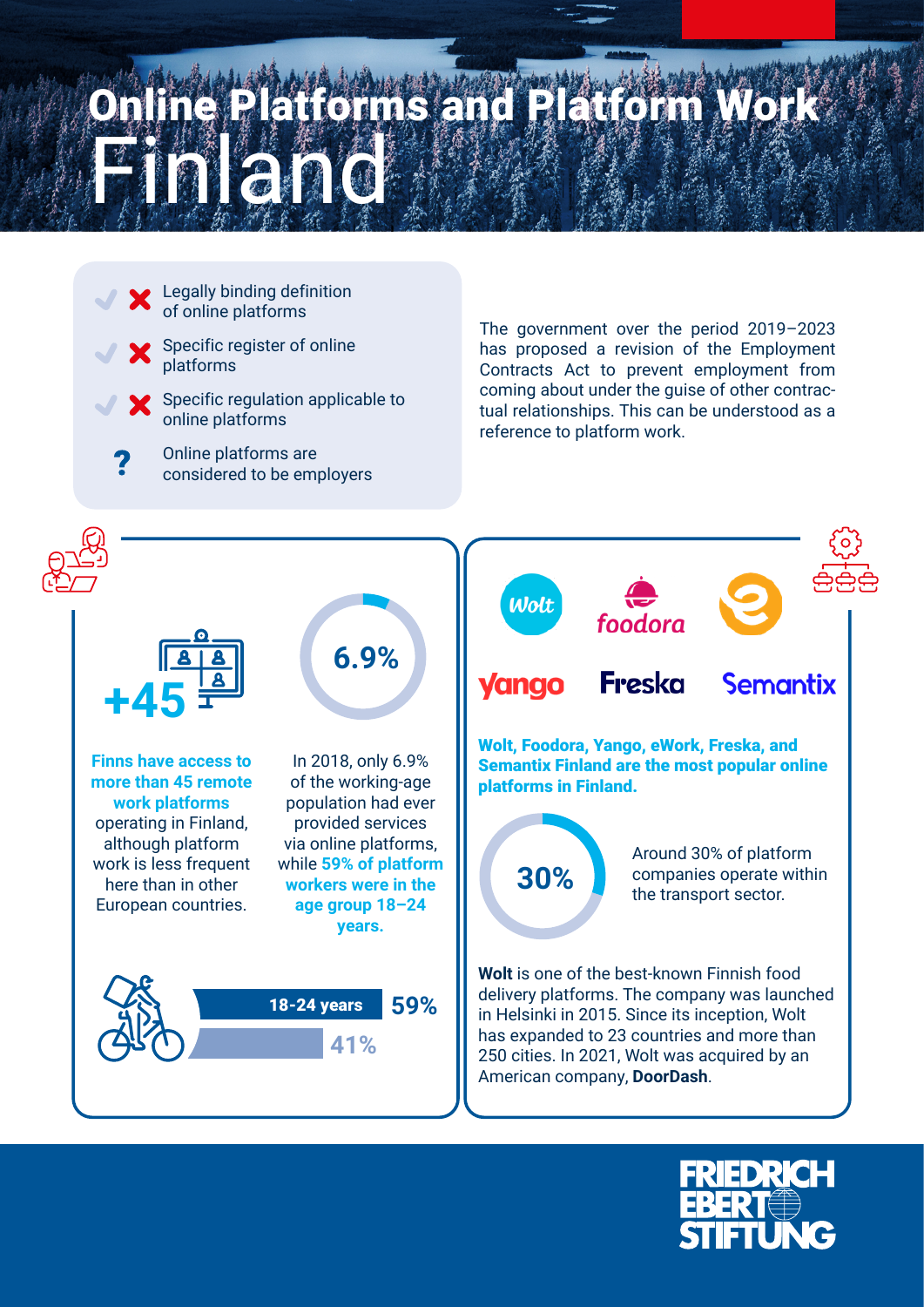# Online Platforms and Platform Work
# Finland

- ✗ Legally binding definition of online platforms
- ✗ Specific register of online platforms
- ✗ Specific regulation applicable to online platforms
- ? Online platforms are considered to be employers

The government over the period 2019–2023 has proposed a revision of the Employment Contracts Act to prevent employment from coming about under the guise of other contractual relationships. This can be understood as a reference to platform work.

**+45**

**Finns have access to more than 45 remote work platforms** operating in Finland, although platform work is less frequent here than in other European countries.

**6.9%**

In 2018, only 6.9% of the working-age population had ever provided services via online platforms, while **59% of platform workers were in the age group 18–24 years.**

| | |
|---|---|
| 18-24 years | 59% |
| | 41% |

Wolt · foodora · Yango · Freska · Semantix

**Wolt, Foodora, Yango, eWork, Freska, and Semantix Finland are the most popular online platforms in Finland.**

**30%**

Around 30% of platform companies operate within the transport sector.

**Wolt** is one of the best-known Finnish food delivery platforms. The company was launched in Helsinki in 2015. Since its inception, Wolt has expanded to 23 countries and more than 250 cities. In 2021, Wolt was acquired by an American company, **DoorDash**.

FRIEDRICH EBERT STIFTUNG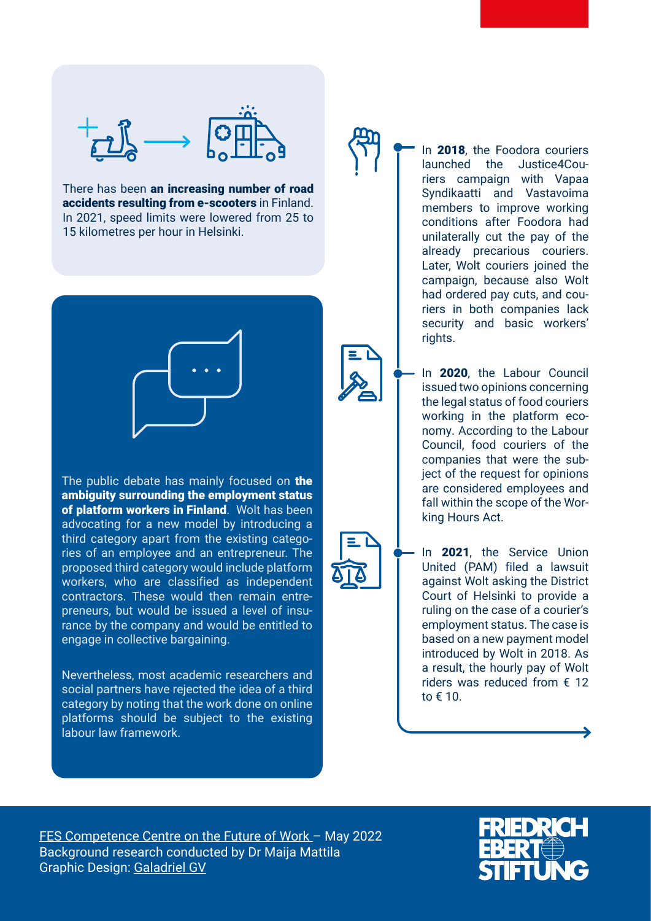There has been **an increasing number of road accidents resulting from e-scooters** in Finland. In 2021, speed limits were lowered from 25 to 15 kilometres per hour in Helsinki.

The public debate has mainly focused on **the ambiguity surrounding the employment status of platform workers in Finland**. Wolt has been advocating for a new model by introducing a third category apart from the existing categories of an employee and an entrepreneur. The proposed third category would include platform workers, who are classified as independent contractors. These would then remain entrepreneurs, but would be issued a level of insurance by the company and would be entitled to engage in collective bargaining.

Nevertheless, most academic researchers and social partners have rejected the idea of a third category by noting that the work done on online platforms should be subject to the existing labour law framework.

In **2018**, the Foodora couriers launched the Justice4Couriers campaign with Vapaa Syndikaatti and Vastavoima members to improve working conditions after Foodora had unilaterally cut the pay of the already precarious couriers. Later, Wolt couriers joined the campaign, because also Wolt had ordered pay cuts, and couriers in both companies lack security and basic workers' rights.

In **2020**, the Labour Council issued two opinions concerning the legal status of food couriers working in the platform economy. According to the Labour Council, food couriers of the companies that were the subject of the request for opinions are considered employees and fall within the scope of the Working Hours Act.

In **2021**, the Service Union United (PAM) filed a lawsuit against Wolt asking the District Court of Helsinki to provide a ruling on the case of a courier's employment status. The case is based on a new payment model introduced by Wolt in 2018. As a result, the hourly pay of Wolt riders was reduced from € 12 to € 10.

FES Competence Centre on the Future of Work – May 2022
Background research conducted by Dr Maija Mattila
Graphic Design: Galadriel GV

FRIEDRICH EBERT STIFTUNG